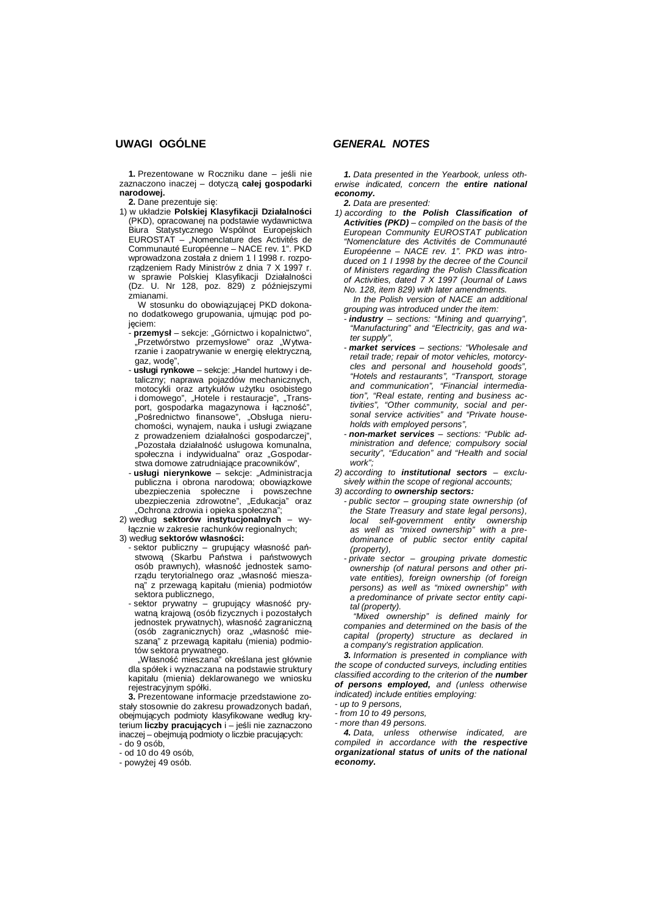## UWAGI OGÓLNE

**1.** Prezentowane w Roczniku dane – jeśli nie zaznaczono inaczej – dotyczą **całej gospodarki narodowej.**

**2.** Dane prezentuje się:

1) w układzie **Polskiej Klasyfikacji Działalności** (PKD), opracowanej na podstawie wydawnictwa Biura Statystycznego Wspólnot Europejskich EUROSTAT – „Nomenclature des Activités de Communauté Européenne – NACE rev. 1". PKD wprowadzona została z dniem 1 I 1998 r. rozporządzeniem Rady Ministrów z dnia 7 X 1997 r. w sprawie Polskiej Klasyfikacji Działalności (Dz. U. Nr 128, poz. 829) z późniejszymi zmianami.

   W stosunku do obowiązującej PKD dokonano dodatkowego grupowania, ujmując pod pojęciem:
   - **przemysł** – sekcje: „Górnictwo i kopalnictwo", „Przetwórstwo przemysłowe" oraz „Wytwarzanie i zaopatrywanie w energię elektryczną, gaz, wodę",
   - **usługi rynkowe** – sekcje: „Handel hurtowy i detaliczny; naprawa pojazdów mechanicznych, motocykli oraz artykułów użytku osobistego i domowego", „Hotele i restauracje", „Transport, gospodarka magazynowa i łączność", „Pośrednictwo finansowe", „Obsługa nieruchomości, wynajem, nauka i usługi związane z prowadzeniem działalności gospodarczej", „Pozostała działalność usługowa komunalna, społeczna i indywidualna" oraz „Gospodarstwa domowe zatrudniające pracowników",
   - **usługi nierynkowe** – sekcje: „Administracja publiczna i obrona narodowa; obowiązkowe ubezpieczenia społeczne i powszechne ubezpieczenia zdrowotne", „Edukacja" oraz „Ochrona zdrowia i opieka społeczna";

2) według **sektorów instytucjonalnych** – wyłącznie w zakresie rachunków regionalnych;

3) według **sektorów własności:**
   - sektor publiczny – grupujący własność państwową (Skarbu Państwa i państwowych osób prawnych), własność jednostek samorządu terytorialnego oraz „własność mieszaną" z przewagą kapitału (mienia) podmiotów sektora publicznego,
   - sektor prywatny – grupujący własność prywatną krajową (osób fizycznych i pozostałych jednostek prywatnych), własność zagraniczną (osób zagranicznych) oraz „własność mieszaną" z przewagą kapitału (mienia) podmiotów sektora prywatnego.

   „Własność mieszana" określana jest głównie dla spółek i wyznaczana na podstawie struktury kapitału (mienia) deklarowanego we wniosku rejestracyjnym spółki.

**3.** Prezentowane informacje przedstawione zostały stosownie do zakresu prowadzonych badań, obejmujących podmioty klasyfikowane według kryterium **liczby pracujących** i – jeśli nie zaznaczono inaczej – obejmują podmioty o liczbie pracujących:
- do 9 osób,
- od 10 do 49 osób,
- powyżej 49 osób.

## *GENERAL NOTES*

***1.*** *Data presented in the Yearbook, unless otherwise indicated, concern the **entire national economy.***

***2.*** *Data are presented:*

*1) according to **the Polish Classification of Activities (PKD)** – compiled on the basis of the European Community EUROSTAT publication "Nomenclature des Activités de Communauté Européenne – NACE rev. 1". PKD was introduced on 1 I 1998 by the decree of the Council of Ministers regarding the Polish Classification of Activities, dated 7 X 1997 (Journal of Laws No. 128, item 829) with later amendments.*

   *In the Polish version of NACE an additional grouping was introduced under the item:*
   - ***industry** – sections: "Mining and quarrying", "Manufacturing" and "Electricity, gas and water supply",*
   - ***market services** – sections: "Wholesale and retail trade; repair of motor vehicles, motorcycles and personal and household goods", "Hotels and restaurants", "Transport, storage and communication", "Financial intermediation", "Real estate, renting and business activities", "Other community, social and personal service activities" and "Private households with employed persons",*
   - ***non-market services** – sections: "Public administration and defence; compulsory social security", "Education" and "Health and social work";*

*2) according to **institutional sectors** – exclusively within the scope of regional accounts;*

*3) according to **ownership sectors:***
   - *public sector – grouping state ownership (of the State Treasury and state legal persons), local self-government entity ownership as well as "mixed ownership" with a predominance of public sector entity capital (property),*
   - *private sector – grouping private domestic ownership (of natural persons and other private entities), foreign ownership (of foreign persons) as well as "mixed ownership" with a predominance of private sector entity capital (property).*

   *"Mixed ownership" is defined mainly for companies and determined on the basis of the capital (property) structure as declared in a company's registration application.*

***3.*** *Information is presented in compliance with the scope of conducted surveys, including entities classified according to the criterion of the **number of persons employed,** and (unless otherwise indicated) include entities employing:*
- *up to 9 persons,*
- *from 10 to 49 persons,*
- *more than 49 persons.*

***4.*** *Data, unless otherwise indicated, are compiled in accordance with **the respective organizational status of units of the national economy.***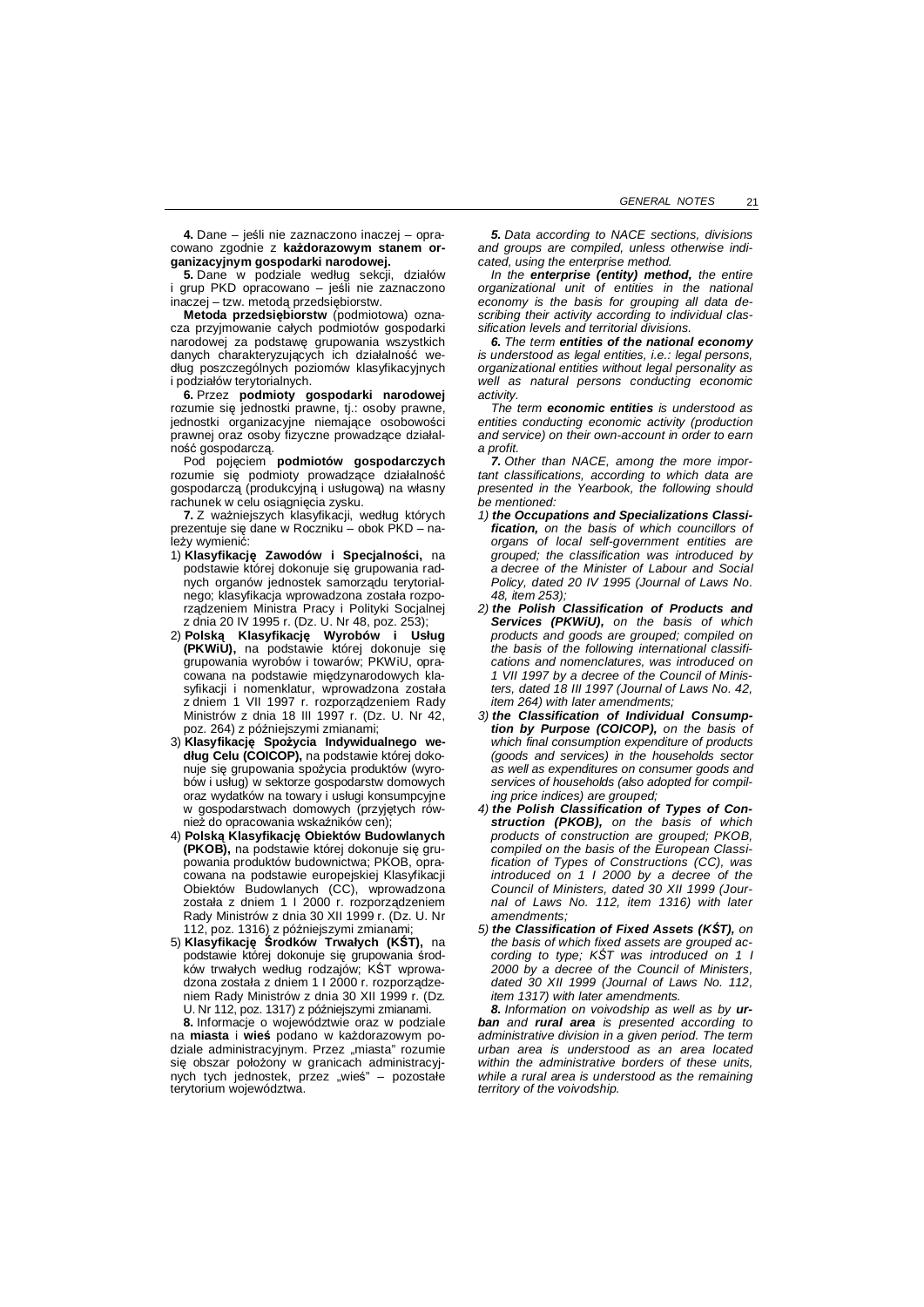**4.** Dane – jeśli nie zaznaczono inaczej – opracowano zgodnie z **każdorazowym stanem organizacyjnym gospodarki narodowej.**

**5.** Dane w podziale według sekcji, działów i grup PKD opracowano – jeśli nie zaznaczono inaczej – tzw. metodą przedsiębiorstw.

**Metoda przedsiębiorstw** (podmiotowa) oznacza przyjmowanie całych podmiotów gospodarki narodowej za podstawę grupowania wszystkich danych charakteryzujących ich działalność według poszczególnych poziomów klasyfikacyjnych i podziałów terytorialnych.

**6.** Przez **podmioty gospodarki narodowej** rozumie się jednostki prawne, tj.: osoby prawne, jednostki organizacyjne niemające osobowości prawnej oraz osoby fizyczne prowadzące działalność gospodarczą.

Pod pojęciem **podmiotów gospodarczych** rozumie się podmioty prowadzące działalność gospodarczą (produkcyjną i usługową) na własny rachunek w celu osiągnięcia zysku.

**7.** Z ważniejszych klasyfikacji, według których prezentuje się dane w Roczniku – obok PKD – należy wymienić:

1) **Klasyfikację Zawodów i Specjalności,** na podstawie której dokonuje się grupowania radnych organów jednostek samorządu terytorialnego; klasyfikacja wprowadzona została rozporządzeniem Ministra Pracy i Polityki Socjalnej z dnia 20 IV 1995 r. (Dz. U. Nr 48, poz. 253);
2) **Polską Klasyfikację Wyrobów i Usług (PKWiU),** na podstawie której dokonuje się grupowania wyrobów i towarów; PKWiU, opracowana na podstawie międzynarodowych klasyfikacji i nomenklatur, wprowadzona została z dniem 1 VII 1997 r. rozporządzeniem Rady Ministrów z dnia 18 III 1997 r. (Dz. U. Nr 42, poz. 264) z późniejszymi zmianami;
3) **Klasyfikację Spożycia Indywidualnego według Celu (COICOP),** na podstawie której dokonuje się grupowania spożycia produktów (wyrobów i usług) w sektorze gospodarstw domowych oraz wydatków na towary i usługi konsumpcyjne w gospodarstwach domowych (przyjętych również do opracowania wskaźników cen);
4) **Polską Klasyfikację Obiektów Budowlanych (PKOB),** na podstawie której dokonuje się grupowania produktów budownictwa; PKOB, opracowana na podstawie europejskiej Klasyfikacji Obiektów Budowlanych (CC), wprowadzona została z dniem 1 I 2000 r. rozporządzeniem Rady Ministrów z dnia 30 XII 1999 r. (Dz. U. Nr 112, poz. 1316) z późniejszymi zmianami;
5) **Klasyfikację Środków Trwałych (KŚT),** na podstawie której dokonuje się grupowania środków trwałych według rodzajów; KŚT wprowadzona została z dniem 1 I 2000 r. rozporządzeniem Rady Ministrów z dnia 30 XII 1999 r. (Dz. U. Nr 112, poz. 1317) z późniejszymi zmianami.

**8.** Informacje o województwie oraz w podziale na **miasta** i **wieś** podano w każdorazowym podziale administracyjnym. Przez „miasta" rozumie się obszar położony w granicach administracyjnych tych jednostek, przez „wieś" – pozostałe terytorium województwa.

***5.*** *Data according to NACE sections, divisions and groups are compiled, unless otherwise indicated, using the enterprise method.*

*In the **enterprise (entity) method,** the entire organizational unit of entities in the national economy is the basis for grouping all data describing their activity according to individual classification levels and territorial divisions.*

***6.*** *The term **entities of the national economy** is understood as legal entities, i.e.: legal persons, organizational entities without legal personality as well as natural persons conducting economic activity.*

*The term **economic entities** is understood as entities conducting economic activity (production and service) on their own-account in order to earn a profit.*

***7.*** *Other than NACE, among the more important classifications, according to which data are presented in the Yearbook, the following should be mentioned:*

1) ***the Occupations and Specializations Classification,*** *on the basis of which councillors of organs of local self-government entities are grouped; the classification was introduced by a decree of the Minister of Labour and Social Policy, dated 20 IV 1995 (Journal of Laws No. 48, item 253);*
2) ***the Polish Classification of Products and Services (PKWiU),*** *on the basis of which products and goods are grouped; compiled on the basis of the following international classifications and nomenclatures, was introduced on 1 VII 1997 by a decree of the Council of Ministers, dated 18 III 1997 (Journal of Laws No. 42, item 264) with later amendments;*
3) ***the Classification of Individual Consumption by Purpose (COICOP),*** *on the basis of which final consumption expenditure of products (goods and services) in the households sector as well as expenditures on consumer goods and services of households (also adopted for compiling price indices) are grouped;*
4) ***the Polish Classification of Types of Construction (PKOB),*** *on the basis of which products of construction are grouped; PKOB, compiled on the basis of the European Classification of Types of Constructions (CC), was introduced on 1 I 2000 by a decree of the Council of Ministers, dated 30 XII 1999 (Journal of Laws No. 112, item 1316) with later amendments;*
5) ***the Classification of Fixed Assets (KŚT),*** *on the basis of which fixed assets are grouped according to type; KŚT was introduced on 1 I 2000 by a decree of the Council of Ministers, dated 30 XII 1999 (Journal of Laws No. 112, item 1317) with later amendments.*

***8.*** *Information on voivodship as well as by **urban** and **rural area** is presented according to administrative division in a given period. The term urban area is understood as an area located within the administrative borders of these units, while a rural area is understood as the remaining territory of the voivodship.*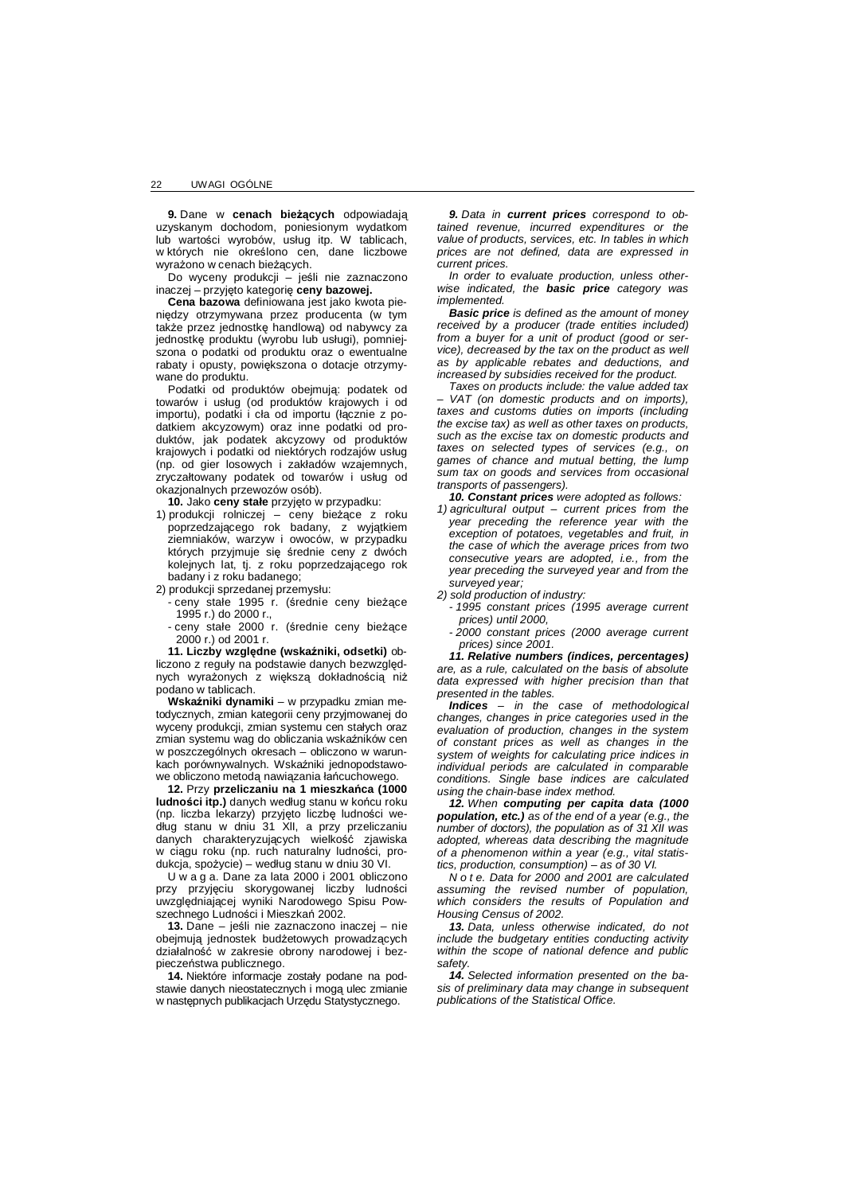**9.** Dane w **cenach bieżących** odpowiadają uzyskanym dochodom, poniesionym wydatkom lub wartości wyrobów, usług itp. W tablicach, w których nie określono cen, dane liczbowe wyrażono w cenach bieżących.

Do wyceny produkcji – jeśli nie zaznaczono inaczej – przyjęto kategorię **ceny bazowej.**

**Cena bazowa** definiowana jest jako kwota pieniędzy otrzymywana przez producenta (w tym także przez jednostkę handlową) od nabywcy za jednostkę produktu (wyrobu lub usługi), pomniejszona o podatki od produktu oraz o ewentualne rabaty i opusty, powiększona o dotacje otrzymywane do produktu.

Podatki od produktów obejmują: podatek od towarów i usług (od produktów krajowych i od importu), podatki i cła od importu (łącznie z podatkiem akcyzowym) oraz inne podatki od produktów, jak podatek akcyzowy od produktów krajowych i podatki od niektórych rodzajów usług (np. od gier losowych i zakładów wzajemnych, zryczałtowany podatek od towarów i usług od okazjonalnych przewozów osób).

**10.** Jako **ceny stałe** przyjęto w przypadku:

1) produkcji rolniczej – ceny bieżące z roku poprzedzającego rok badany, z wyjątkiem ziemniaków, warzyw i owoców, w przypadku których przyjmuje się średnie ceny z dwóch kolejnych lat, tj. z roku poprzedzającego rok badany i z roku badanego;
2) produkcji sprzedanej przemysłu:
   - ceny stałe 1995 r. (średnie ceny bieżące 1995 r.) do 2000 r.,
   - ceny stałe 2000 r. (średnie ceny bieżące 2000 r.) od 2001 r.

**11. Liczby względne (wskaźniki, odsetki)** obliczono z reguły na podstawie danych bezwzględnych wyrażonych z większą dokładnością niż podano w tablicach.

**Wskaźniki dynamiki** – w przypadku zmian metodycznych, zmian kategorii ceny przyjmowanej do wyceny produkcji, zmian systemu cen stałych oraz zmian systemu wag do obliczania wskaźników cen w poszczególnych okresach – obliczono w warunkach porównywalnych. Wskaźniki jednopodstawowe obliczono metodą nawiązania łańcuchowego.

**12.** Przy **przeliczaniu na 1 mieszkańca (1000 ludności itp.)** danych według stanu w końcu roku (np. liczba lekarzy) przyjęto liczbę ludności według stanu w dniu 31 XII, a przy przeliczaniu danych charakteryzujących wielkość zjawiska w ciągu roku (np. ruch naturalny ludności, produkcja, spożycie) – według stanu w dniu 30 VI.

U w a g a. Dane za lata 2000 i 2001 obliczono przy przyjęciu skorygowanej liczby ludności uwzględniającej wyniki Narodowego Spisu Powszechnego Ludności i Mieszkań 2002.

**13.** Dane – jeśli nie zaznaczono inaczej – nie obejmują jednostek budżetowych prowadzących działalność w zakresie obrony narodowej i bezpieczeństwa publicznego.

**14.** Niektóre informacje zostały podane na podstawie danych nieostatecznych i mogą ulec zmianie w następnych publikacjach Urzędu Statystycznego.

***9.*** *Data in **current prices** correspond to obtained revenue, incurred expenditures or the value of products, services, etc. In tables in which prices are not defined, data are expressed in current prices.*

*In order to evaluate production, unless otherwise indicated, the **basic price** category was implemented.*

***Basic price*** *is defined as the amount of money received by a producer (trade entities included) from a buyer for a unit of product (good or service), decreased by the tax on the product as well as by applicable rebates and deductions, and increased by subsidies received for the product.*

*Taxes on products include: the value added tax – VAT (on domestic products and on imports), taxes and customs duties on imports (including the excise tax) as well as other taxes on products, such as the excise tax on domestic products and taxes on selected types of services (e.g., on games of chance and mutual betting, the lump sum tax on goods and services from occasional transports of passengers).*

***10. Constant prices*** *were adopted as follows:*

1) *agricultural output – current prices from the year preceding the reference year with the exception of potatoes, vegetables and fruit, in the case of which the average prices from two consecutive years are adopted, i.e., from the year preceding the surveyed year and from the surveyed year;*
2) *sold production of industry:*
   - *1995 constant prices (1995 average current prices) until 2000,*
   - *2000 constant prices (2000 average current prices) since 2001.*

***11. Relative numbers (indices, percentages)*** *are, as a rule, calculated on the basis of absolute data expressed with higher precision than that presented in the tables.*

***Indices*** *– in the case of methodological changes, changes in price categories used in the evaluation of production, changes in the system of constant prices as well as changes in the system of weights for calculating price indices in individual periods are calculated in comparable conditions. Single base indices are calculated using the chain-base index method.*

***12.*** *When **computing per capita data (1000 population, etc.)** as of the end of a year (e.g., the number of doctors), the population as of 31 XII was adopted, whereas data describing the magnitude of a phenomenon within a year (e.g., vital statistics, production, consumption) – as of 30 VI.*

*N o t e. Data for 2000 and 2001 are calculated assuming the revised number of population, which considers the results of Population and Housing Census of 2002.*

***13.*** *Data, unless otherwise indicated, do not include the budgetary entities conducting activity within the scope of national defence and public safety.*

***14.*** *Selected information presented on the basis of preliminary data may change in subsequent publications of the Statistical Office.*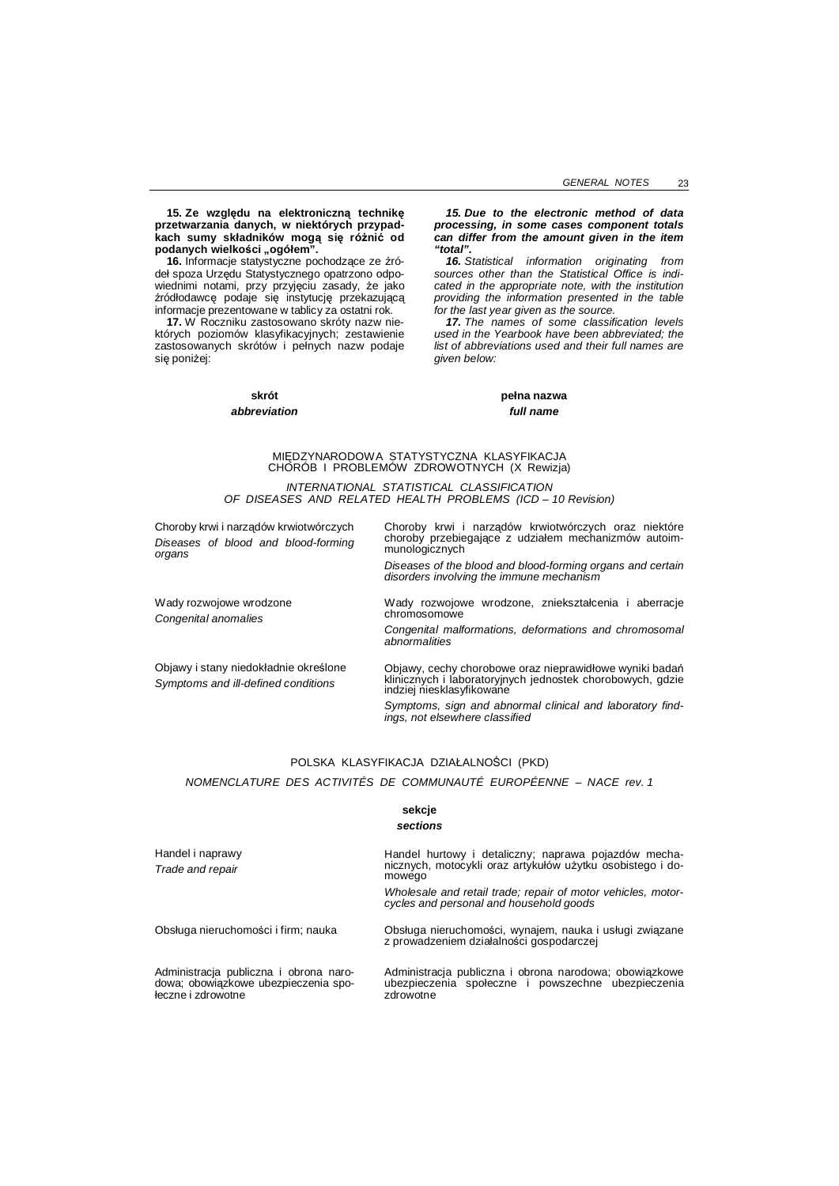**15. Ze względu na elektroniczną technikę przetwarzania danych, w niektórych przypadkach sumy składników mogą się różnić od podanych wielkości „ogółem”.**

**16.** Informacje statystyczne pochodzące ze źródeł spoza Urzędu Statystycznego opatrzono odpowiednimi notami, przy przyjęciu zasady, że jako źródłodawcę podaje się instytucję przekazującą informacje prezentowane w tablicy za ostatni rok.

**17.** W Roczniku zastosowano skróty nazw niektórych poziomów klasyfikacyjnych; zestawienie zastosowanych skrótów i pełnych nazw podaje się poniżej:

***15. Due to the electronic method of data processing, in some cases component totals can differ from the amount given in the item "total".***

***16.*** *Statistical information originating from sources other than the Statistical Office is indicated in the appropriate note, with the institution providing the information presented in the table for the last year given as the source.*

***17.*** *The names of some classification levels used in the Yearbook have been abbreviated; the list of abbreviations used and their full names are given below:*

| **skrót** / ***abbreviation*** | **pełna nazwa** / ***full name*** |
|---|---|

MIĘDZYNARODOWA STATYSTYCZNA KLASYFIKACJA CHORÓB I PROBLEMÓW ZDROWOTNYCH (X Rewizja)

*INTERNATIONAL STATISTICAL CLASSIFICATION OF DISEASES AND RELATED HEALTH PROBLEMS (ICD – 10 Revision)*

| skrót / *abbreviation* | pełna nazwa / *full name* |
|---|---|
| Choroby krwi i narządów krwiotwórczych<br>*Diseases of blood and blood-forming organs* | Choroby krwi i narządów krwiotwórczych oraz niektóre choroby przebiegające z udziałem mechanizmów autoimmunologicznych<br>*Diseases of the blood and blood-forming organs and certain disorders involving the immune mechanism* |
| Wady rozwojowe wrodzone<br>*Congenital anomalies* | Wady rozwojowe wrodzone, zniekształcenia i aberracje chromosomowe<br>*Congenital malformations, deformations and chromosomal abnormalities* |
| Objawy i stany niedokładnie określone<br>*Symptoms and ill-defined conditions* | Objawy, cechy chorobowe oraz nieprawidłowe wyniki badań klinicznych i laboratoryjnych jednostek chorobowych, gdzie indziej niesklasyfikowane<br>*Symptoms, sign and abnormal clinical and laboratory findings, not elsewhere classified* |

POLSKA KLASYFIKACJA DZIAŁALNOŚCI (PKD)

*NOMENCLATURE DES ACTIVITÉS DE COMMUNAUTÉ EUROPÉENNE – NACE rev. 1*

**sekcje**
***sections***

| skrót / *abbreviation* | pełna nazwa / *full name* |
|---|---|
| Handel i naprawy<br>*Trade and repair* | Handel hurtowy i detaliczny; naprawa pojazdów mechanicznych, motocykli oraz artykułów użytku osobistego i domowego<br>*Wholesale and retail trade; repair of motor vehicles, motorcycles and personal and household goods* |
| Obsługa nieruchomości i firm; nauka | Obsługa nieruchomości, wynajem, nauka i usługi związane z prowadzeniem działalności gospodarczej |
| Administracja publiczna i obrona narodowa; obowiązkowe ubezpieczenia społeczne i zdrowotne | Administracja publiczna i obrona narodowa; obowiązkowe ubezpieczenia społeczne i powszechne ubezpieczenia zdrowotne |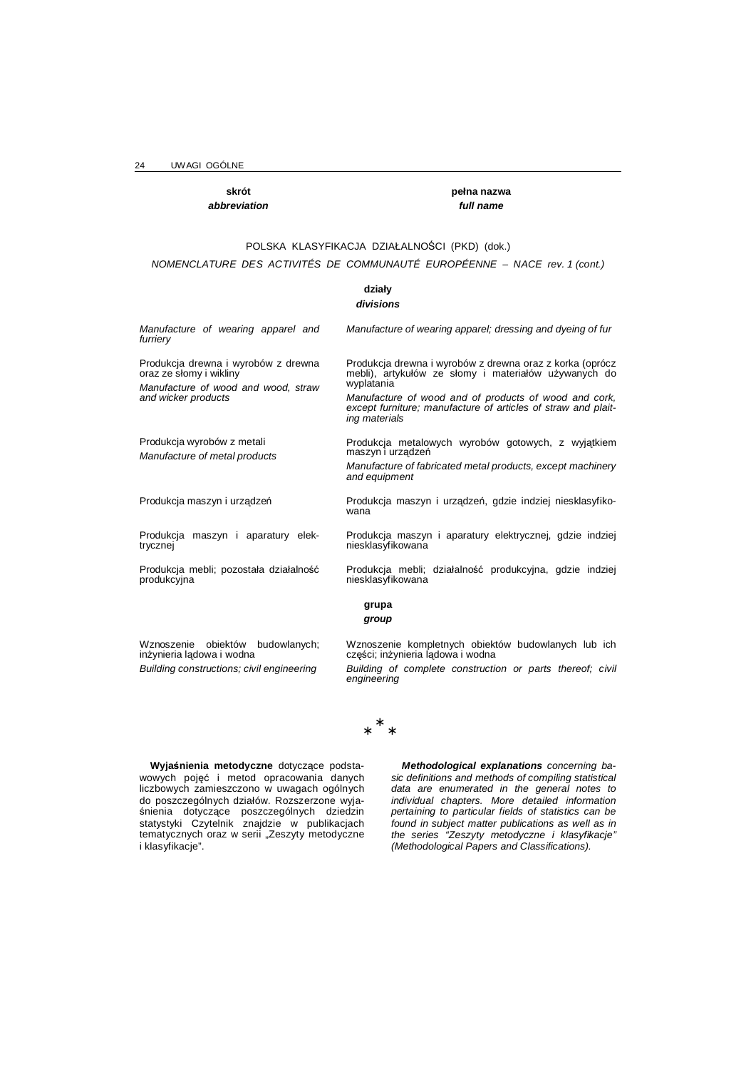| skrót *abbreviation* | pełna nazwa *full name* |
|---|---|

POLSKA KLASYFIKACJA DZIAŁALNOŚCI (PKD) (dok.)

*NOMENCLATURE DES ACTIVITÉS DE COMMUNAUTÉ EUROPÉENNE – NACE rev. 1 (cont.)*

**działy**
***divisions***

| | |
|---|---|
| *Manufacture of wearing apparel and furriery* | *Manufacture of wearing apparel; dressing and dyeing of fur* |
| Produkcja drewna i wyrobów z drewna oraz ze słomy i wikliny<br>*Manufacture of wood and wood, straw and wicker products* | Produkcja drewna i wyrobów z drewna oraz z korka (oprócz mebli), artykułów ze słomy i materiałów używanych do wyplatania<br>*Manufacture of wood and of products of wood and cork, except furniture; manufacture of articles of straw and plaiting materials* |
| Produkcja wyrobów z metali<br>*Manufacture of metal products* | Produkcja metalowych wyrobów gotowych, z wyjątkiem maszyn i urządzeń<br>*Manufacture of fabricated metal products, except machinery and equipment* |
| Produkcja maszyn i urządzeń | Produkcja maszyn i urządzeń, gdzie indziej niesklasyfikowana |
| Produkcja maszyn i aparatury elektrycznej | Produkcja maszyn i aparatury elektrycznej, gdzie indziej niesklasyfikowana |
| Produkcja mebli; pozostała działalność produkcyjna | Produkcja mebli; działalność produkcyjna, gdzie indziej niesklasyfikowana |

**grupa**
***group***

| | |
|---|---|
| Wznoszenie obiektów budowlanych; inżynieria lądowa i wodna<br>*Building constructions; civil engineering* | Wznoszenie kompletnych obiektów budowlanych lub ich części; inżynieria lądowa i wodna<br>*Building of complete construction or parts thereof; civil engineering* |

\* \* \*

**Wyjaśnienia metodyczne** dotyczące podstawowych pojęć i metod opracowania danych liczbowych zamieszczono w uwagach ogólnych do poszczególnych działów. Rozszerzone wyjaśnienia dotyczące poszczególnych dziedzin statystyki Czytelnik znajdzie w publikacjach tematycznych oraz w serii „Zeszyty metodyczne i klasyfikacje".

***Methodological explanations*** *concerning basic definitions and methods of compiling statistical data are enumerated in the general notes to individual chapters. More detailed information pertaining to particular fields of statistics can be found in subject matter publications as well as in the series "Zeszyty metodyczne i klasyfikacje" (Methodological Papers and Classifications).*